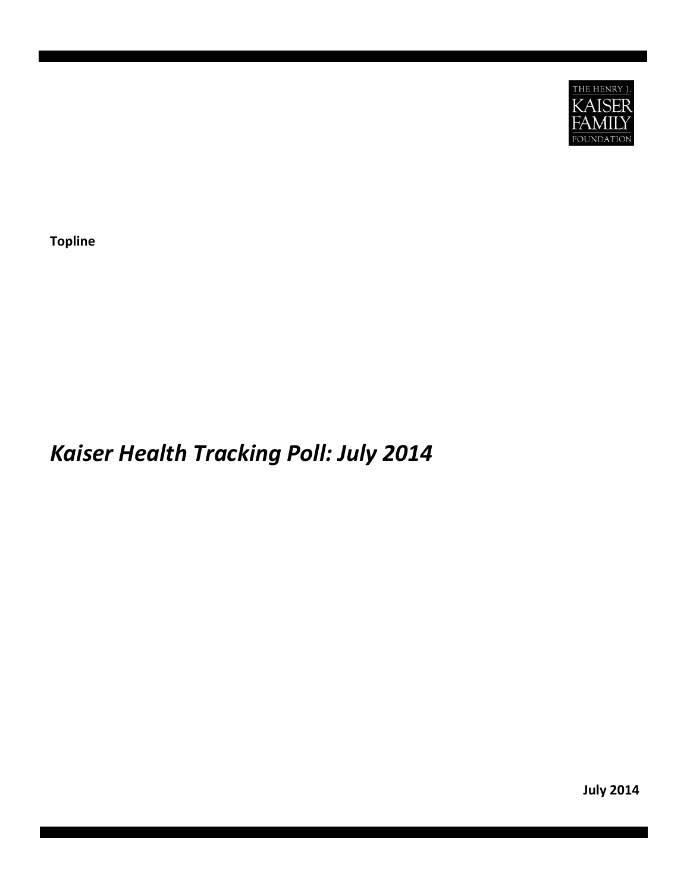THE HENRY J. KAISER FAMILY FOUNDATION

**Topline**

# *Kaiser Health Tracking Poll: July 2014*

**July 2014**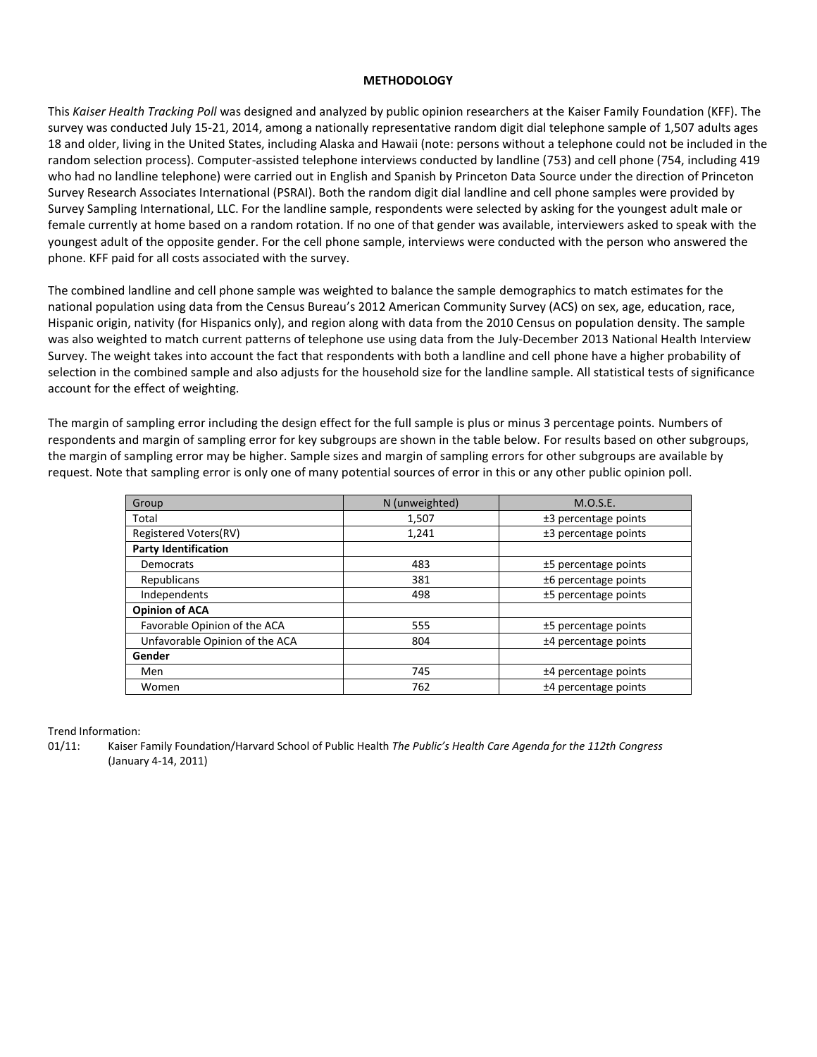## METHODOLOGY

This *Kaiser Health Tracking Poll* was designed and analyzed by public opinion researchers at the Kaiser Family Foundation (KFF). The survey was conducted July 15-21, 2014, among a nationally representative random digit dial telephone sample of 1,507 adults ages 18 and older, living in the United States, including Alaska and Hawaii (note: persons without a telephone could not be included in the random selection process). Computer-assisted telephone interviews conducted by landline (753) and cell phone (754, including 419 who had no landline telephone) were carried out in English and Spanish by Princeton Data Source under the direction of Princeton Survey Research Associates International (PSRAI). Both the random digit dial landline and cell phone samples were provided by Survey Sampling International, LLC. For the landline sample, respondents were selected by asking for the youngest adult male or female currently at home based on a random rotation. If no one of that gender was available, interviewers asked to speak with the youngest adult of the opposite gender. For the cell phone sample, interviews were conducted with the person who answered the phone. KFF paid for all costs associated with the survey.

The combined landline and cell phone sample was weighted to balance the sample demographics to match estimates for the national population using data from the Census Bureau's 2012 American Community Survey (ACS) on sex, age, education, race, Hispanic origin, nativity (for Hispanics only), and region along with data from the 2010 Census on population density. The sample was also weighted to match current patterns of telephone use using data from the July-December 2013 National Health Interview Survey. The weight takes into account the fact that respondents with both a landline and cell phone have a higher probability of selection in the combined sample and also adjusts for the household size for the landline sample. All statistical tests of significance account for the effect of weighting.

The margin of sampling error including the design effect for the full sample is plus or minus 3 percentage points. Numbers of respondents and margin of sampling error for key subgroups are shown in the table below. For results based on other subgroups, the margin of sampling error may be higher. Sample sizes and margin of sampling errors for other subgroups are available by request. Note that sampling error is only one of many potential sources of error in this or any other public opinion poll.

| Group | N (unweighted) | M.O.S.E. |
|---|---|---|
| Total | 1,507 | ±3 percentage points |
| Registered Voters(RV) | 1,241 | ±3 percentage points |
| **Party Identification** | | |
| Democrats | 483 | ±5 percentage points |
| Republicans | 381 | ±6 percentage points |
| Independents | 498 | ±5 percentage points |
| **Opinion of ACA** | | |
| Favorable Opinion of the ACA | 555 | ±5 percentage points |
| Unfavorable Opinion of the ACA | 804 | ±4 percentage points |
| **Gender** | | |
| Men | 745 | ±4 percentage points |
| Women | 762 | ±4 percentage points |

Trend Information:

01/11: Kaiser Family Foundation/Harvard School of Public Health *The Public's Health Care Agenda for the 112th Congress* (January 4-14, 2011)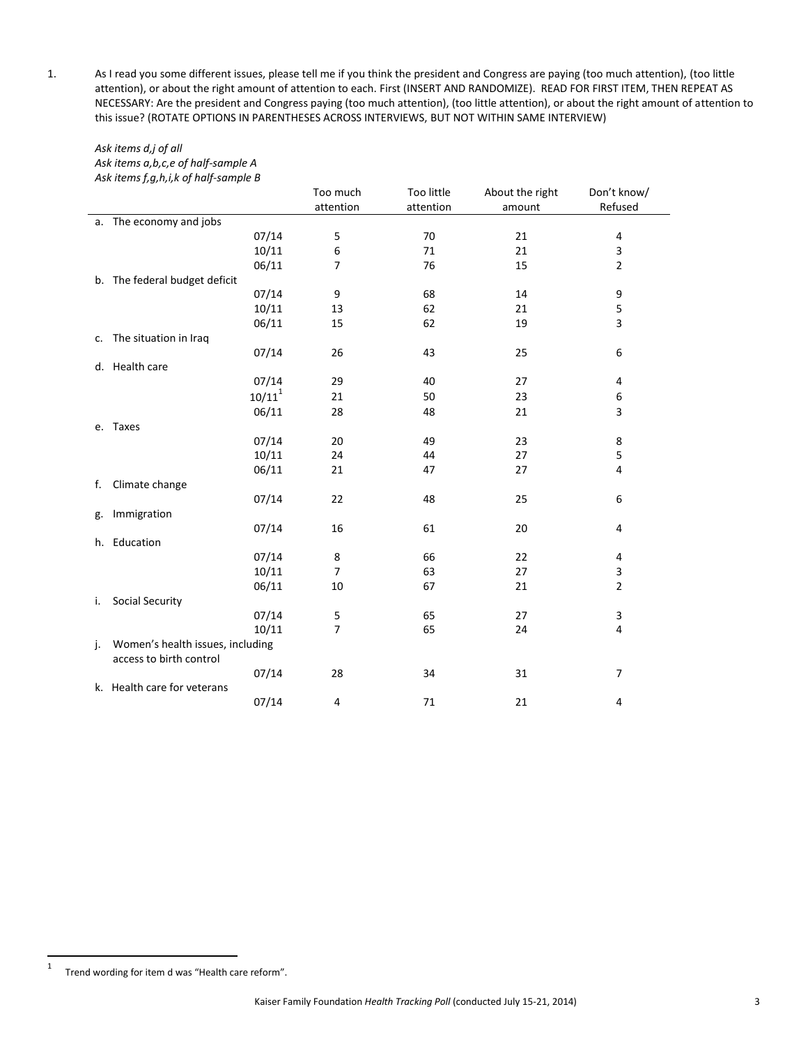1. As I read you some different issues, please tell me if you think the president and Congress are paying (too much attention), (too little attention), or about the right amount of attention to each. First (INSERT AND RANDOMIZE). READ FOR FIRST ITEM, THEN REPEAT AS NECESSARY: Are the president and Congress paying (too much attention), (too little attention), or about the right amount of attention to this issue? (ROTATE OPTIONS IN PARENTHESES ACROSS INTERVIEWS, BUT NOT WITHIN SAME INTERVIEW)

*Ask items d,j of all*
*Ask items a,b,c,e of half-sample A*
*Ask items f,g,h,i,k of half-sample B*

| | | Too much attention | Too little attention | About the right amount | Don't know/ Refused |
|---|---|---|---|---|---|
| a. The economy and jobs | | | | | |
| | 07/14 | 5 | 70 | 21 | 4 |
| | 10/11 | 6 | 71 | 21 | 3 |
| | 06/11 | 7 | 76 | 15 | 2 |
| b. The federal budget deficit | | | | | |
| | 07/14 | 9 | 68 | 14 | 9 |
| | 10/11 | 13 | 62 | 21 | 5 |
| | 06/11 | 15 | 62 | 19 | 3 |
| c. The situation in Iraq | | | | | |
| | 07/14 | 26 | 43 | 25 | 6 |
| d. Health care | | | | | |
| | 07/14 | 29 | 40 | 27 | 4 |
| | 10/11[1] | 21 | 50 | 23 | 6 |
| | 06/11 | 28 | 48 | 21 | 3 |
| e. Taxes | | | | | |
| | 07/14 | 20 | 49 | 23 | 8 |
| | 10/11 | 24 | 44 | 27 | 5 |
| | 06/11 | 21 | 47 | 27 | 4 |
| f. Climate change | | | | | |
| | 07/14 | 22 | 48 | 25 | 6 |
| g. Immigration | | | | | |
| | 07/14 | 16 | 61 | 20 | 4 |
| h. Education | | | | | |
| | 07/14 | 8 | 66 | 22 | 4 |
| | 10/11 | 7 | 63 | 27 | 3 |
| | 06/11 | 10 | 67 | 21 | 2 |
| i. Social Security | | | | | |
| | 07/14 | 5 | 65 | 27 | 3 |
| | 10/11 | 7 | 65 | 24 | 4 |
| j. Women's health issues, including access to birth control | | | | | |
| | 07/14 | 28 | 34 | 31 | 7 |
| k. Health care for veterans | | | | | |
| | 07/14 | 4 | 71 | 21 | 4 |

[1] Trend wording for item d was "Health care reform".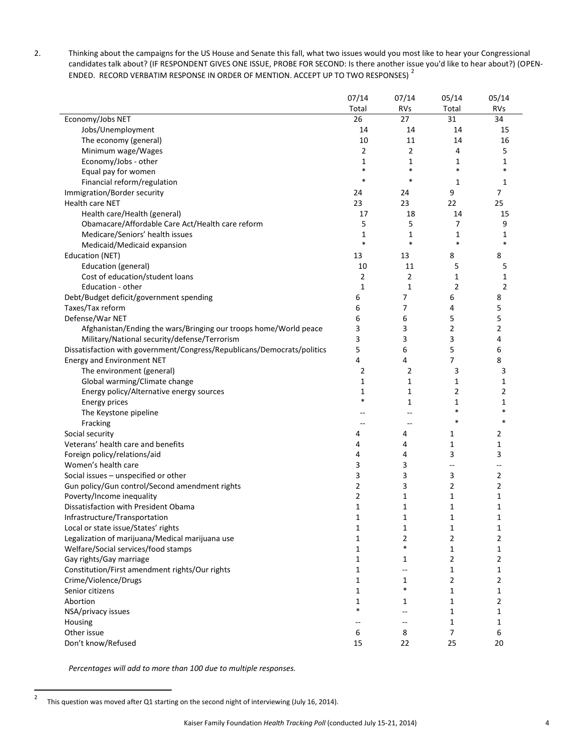2. Thinking about the campaigns for the US House and Senate this fall, what two issues would you most like to hear your Congressional candidates talk about? (IF RESPONDENT GIVES ONE ISSUE, PROBE FOR SECOND: Is there another issue you'd like to hear about?) (OPEN-ENDED. RECORD VERBATIM RESPONSE IN ORDER OF MENTION. ACCEPT UP TO TWO RESPONSES) [2]

| | 07/14 Total | 07/14 RVs | 05/14 Total | 05/14 RVs |
|---|---|---|---|---|
| Economy/Jobs NET | 26 | 27 | 31 | 34 |
| Jobs/Unemployment | 14 | 14 | 14 | 15 |
| The economy (general) | 10 | 11 | 14 | 16 |
| Minimum wage/Wages | 2 | 2 | 4 | 5 |
| Economy/Jobs - other | 1 | 1 | 1 | 1 |
| Equal pay for women | * | * | * | * |
| Financial reform/regulation | * | * | 1 | 1 |
| Immigration/Border security | 24 | 24 | 9 | 7 |
| Health care NET | 23 | 23 | 22 | 25 |
| Health care/Health (general) | 17 | 18 | 14 | 15 |
| Obamacare/Affordable Care Act/Health care reform | 5 | 5 | 7 | 9 |
| Medicare/Seniors' health issues | 1 | 1 | 1 | 1 |
| Medicaid/Medicaid expansion | * | * | * | * |
| Education (NET) | 13 | 13 | 8 | 8 |
| Education (general) | 10 | 11 | 5 | 5 |
| Cost of education/student loans | 2 | 2 | 1 | 1 |
| Education - other | 1 | 1 | 2 | 2 |
| Debt/Budget deficit/government spending | 6 | 7 | 6 | 8 |
| Taxes/Tax reform | 6 | 7 | 4 | 5 |
| Defense/War NET | 6 | 6 | 5 | 5 |
| Afghanistan/Ending the wars/Bringing our troops home/World peace | 3 | 3 | 2 | 2 |
| Military/National security/defense/Terrorism | 3 | 3 | 3 | 4 |
| Dissatisfaction with government/Congress/Republicans/Democrats/politics | 5 | 6 | 5 | 6 |
| Energy and Environment NET | 4 | 4 | 7 | 8 |
| The environment (general) | 2 | 2 | 3 | 3 |
| Global warming/Climate change | 1 | 1 | 1 | 1 |
| Energy policy/Alternative energy sources | 1 | 1 | 2 | 2 |
| Energy prices | * | 1 | 1 | 1 |
| The Keystone pipeline | -- | -- | * | * |
| Fracking | -- | -- | * | * |
| Social security | 4 | 4 | 1 | 2 |
| Veterans' health care and benefits | 4 | 4 | 1 | 1 |
| Foreign policy/relations/aid | 4 | 4 | 3 | 3 |
| Women's health care | 3 | 3 | -- | -- |
| Social issues – unspecified or other | 3 | 3 | 3 | 2 |
| Gun policy/Gun control/Second amendment rights | 2 | 3 | 2 | 2 |
| Poverty/Income inequality | 2 | 1 | 1 | 1 |
| Dissatisfaction with President Obama | 1 | 1 | 1 | 1 |
| Infrastructure/Transportation | 1 | 1 | 1 | 1 |
| Local or state issue/States' rights | 1 | 1 | 1 | 1 |
| Legalization of marijuana/Medical marijuana use | 1 | 2 | 2 | 2 |
| Welfare/Social services/food stamps | 1 | * | 1 | 1 |
| Gay rights/Gay marriage | 1 | 1 | 2 | 2 |
| Constitution/First amendment rights/Our rights | 1 | -- | 1 | 1 |
| Crime/Violence/Drugs | 1 | 1 | 2 | 2 |
| Senior citizens | 1 | * | 1 | 1 |
| Abortion | 1 | 1 | 1 | 2 |
| NSA/privacy issues | * | -- | 1 | 1 |
| Housing | -- | -- | 1 | 1 |
| Other issue | 6 | 8 | 7 | 6 |
| Don't know/Refused | 15 | 22 | 25 | 20 |

*Percentages will add to more than 100 due to multiple responses.*

[2] This question was moved after Q1 starting on the second night of interviewing (July 16, 2014).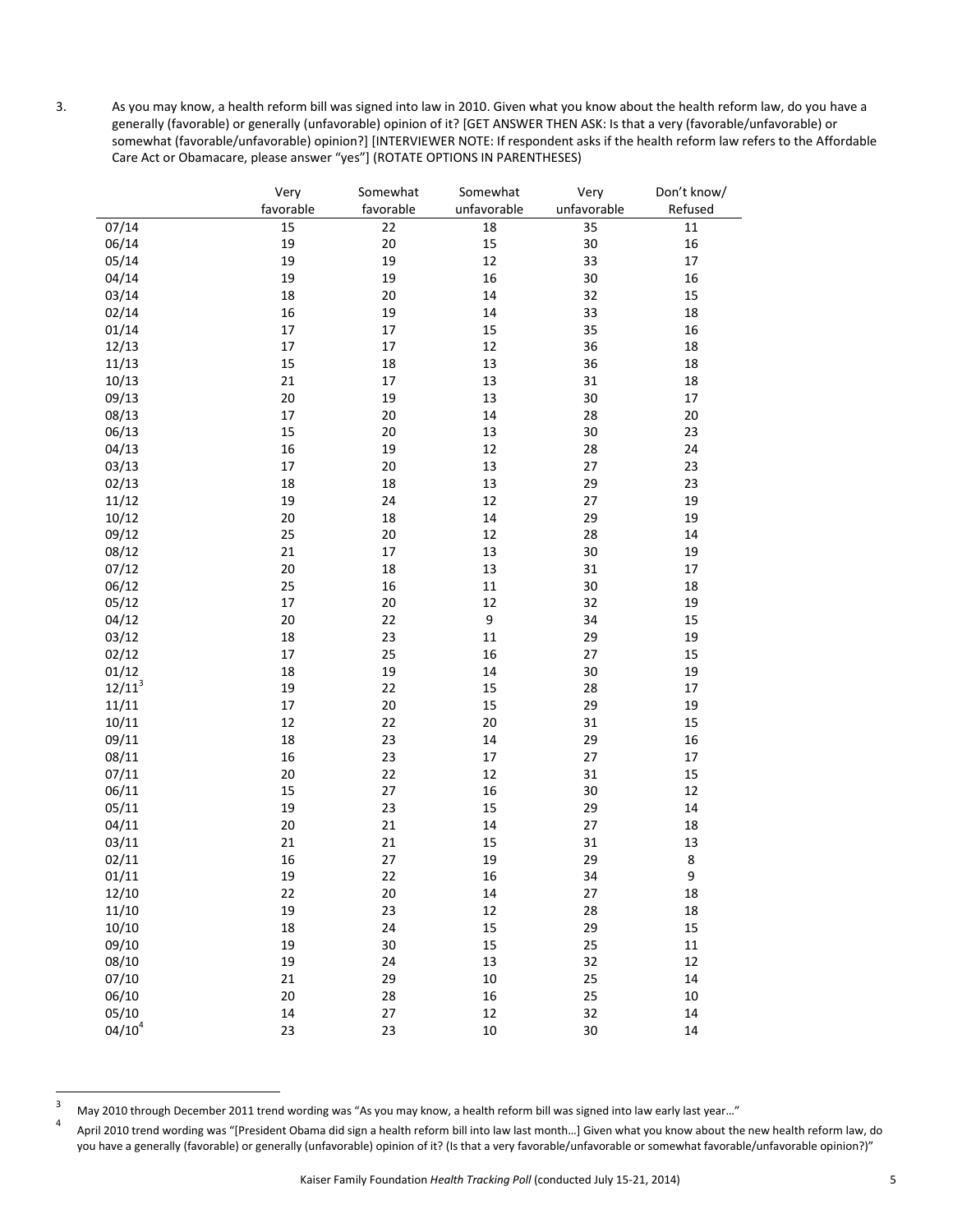3. As you may know, a health reform bill was signed into law in 2010. Given what you know about the health reform law, do you have a generally (favorable) or generally (unfavorable) opinion of it? [GET ANSWER THEN ASK: Is that a very (favorable/unfavorable) or somewhat (favorable/unfavorable) opinion?] [INTERVIEWER NOTE: If respondent asks if the health reform law refers to the Affordable Care Act or Obamacare, please answer "yes"] (ROTATE OPTIONS IN PARENTHESES)

| | Very favorable | Somewhat favorable | Somewhat unfavorable | Very unfavorable | Don't know/ Refused |
|---|---|---|---|---|---|
| 07/14 | 15 | 22 | 18 | 35 | 11 |
| 06/14 | 19 | 20 | 15 | 30 | 16 |
| 05/14 | 19 | 19 | 12 | 33 | 17 |
| 04/14 | 19 | 19 | 16 | 30 | 16 |
| 03/14 | 18 | 20 | 14 | 32 | 15 |
| 02/14 | 16 | 19 | 14 | 33 | 18 |
| 01/14 | 17 | 17 | 15 | 35 | 16 |
| 12/13 | 17 | 17 | 12 | 36 | 18 |
| 11/13 | 15 | 18 | 13 | 36 | 18 |
| 10/13 | 21 | 17 | 13 | 31 | 18 |
| 09/13 | 20 | 19 | 13 | 30 | 17 |
| 08/13 | 17 | 20 | 14 | 28 | 20 |
| 06/13 | 15 | 20 | 13 | 30 | 23 |
| 04/13 | 16 | 19 | 12 | 28 | 24 |
| 03/13 | 17 | 20 | 13 | 27 | 23 |
| 02/13 | 18 | 18 | 13 | 29 | 23 |
| 11/12 | 19 | 24 | 12 | 27 | 19 |
| 10/12 | 20 | 18 | 14 | 29 | 19 |
| 09/12 | 25 | 20 | 12 | 28 | 14 |
| 08/12 | 21 | 17 | 13 | 30 | 19 |
| 07/12 | 20 | 18 | 13 | 31 | 17 |
| 06/12 | 25 | 16 | 11 | 30 | 18 |
| 05/12 | 17 | 20 | 12 | 32 | 19 |
| 04/12 | 20 | 22 | 9 | 34 | 15 |
| 03/12 | 18 | 23 | 11 | 29 | 19 |
| 02/12 | 17 | 25 | 16 | 27 | 15 |
| 01/12 | 18 | 19 | 14 | 30 | 19 |
| 12/11[3] | 19 | 22 | 15 | 28 | 17 |
| 11/11 | 17 | 20 | 15 | 29 | 19 |
| 10/11 | 12 | 22 | 20 | 31 | 15 |
| 09/11 | 18 | 23 | 14 | 29 | 16 |
| 08/11 | 16 | 23 | 17 | 27 | 17 |
| 07/11 | 20 | 22 | 12 | 31 | 15 |
| 06/11 | 15 | 27 | 16 | 30 | 12 |
| 05/11 | 19 | 23 | 15 | 29 | 14 |
| 04/11 | 20 | 21 | 14 | 27 | 18 |
| 03/11 | 21 | 21 | 15 | 31 | 13 |
| 02/11 | 16 | 27 | 19 | 29 | 8 |
| 01/11 | 19 | 22 | 16 | 34 | 9 |
| 12/10 | 22 | 20 | 14 | 27 | 18 |
| 11/10 | 19 | 23 | 12 | 28 | 18 |
| 10/10 | 18 | 24 | 15 | 29 | 15 |
| 09/10 | 19 | 30 | 15 | 25 | 11 |
| 08/10 | 19 | 24 | 13 | 32 | 12 |
| 07/10 | 21 | 29 | 10 | 25 | 14 |
| 06/10 | 20 | 28 | 16 | 25 | 10 |
| 05/10 | 14 | 27 | 12 | 32 | 14 |
| 04/10[4] | 23 | 23 | 10 | 30 | 14 |

[3] May 2010 through December 2011 trend wording was "As you may know, a health reform bill was signed into law early last year…"

[4] April 2010 trend wording was "[President Obama did sign a health reform bill into law last month…] Given what you know about the new health reform law, do you have a generally (favorable) or generally (unfavorable) opinion of it? (Is that a very favorable/unfavorable or somewhat favorable/unfavorable opinion?)"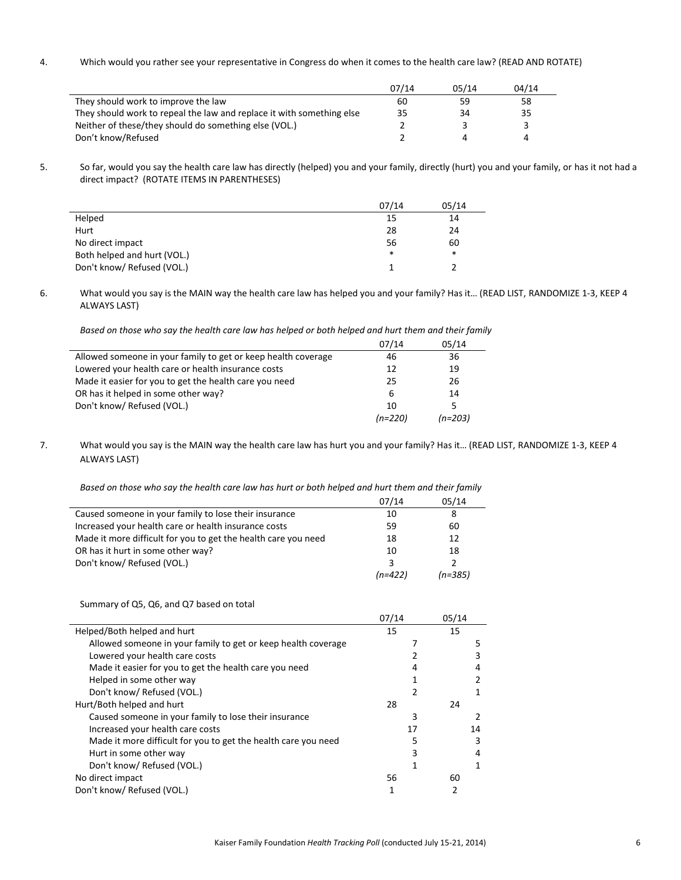4. Which would you rather see your representative in Congress do when it comes to the health care law? (READ AND ROTATE)

| | 07/14 | 05/14 | 04/14 |
|---|---|---|---|
| They should work to improve the law | 60 | 59 | 58 |
| They should work to repeal the law and replace it with something else | 35 | 34 | 35 |
| Neither of these/they should do something else (VOL.) | 2 | 3 | 3 |
| Don't know/Refused | 2 | 4 | 4 |

5. So far, would you say the health care law has directly (helped) you and your family, directly (hurt) you and your family, or has it not had a direct impact? (ROTATE ITEMS IN PARENTHESES)

| | 07/14 | 05/14 |
|---|---|---|
| Helped | 15 | 14 |
| Hurt | 28 | 24 |
| No direct impact | 56 | 60 |
| Both helped and hurt (VOL.) | * | * |
| Don't know/ Refused (VOL.) | 1 | 2 |

6. What would you say is the MAIN way the health care law has helped you and your family? Has it… (READ LIST, RANDOMIZE 1-3, KEEP 4 ALWAYS LAST)

*Based on those who say the health care law has helped or both helped and hurt them and their family*

| | 07/14 | 05/14 |
|---|---|---|
| Allowed someone in your family to get or keep health coverage | 46 | 36 |
| Lowered your health care or health insurance costs | 12 | 19 |
| Made it easier for you to get the health care you need | 25 | 26 |
| OR has it helped in some other way? | 6 | 14 |
| Don't know/ Refused (VOL.) | 10 | 5 |
| | *(n=220)* | *(n=203)* |

7. What would you say is the MAIN way the health care law has hurt you and your family? Has it… (READ LIST, RANDOMIZE 1-3, KEEP 4 ALWAYS LAST)

*Based on those who say the health care law has hurt or both helped and hurt them and their family*

| | 07/14 | 05/14 |
|---|---|---|
| Caused someone in your family to lose their insurance | 10 | 8 |
| Increased your health care or health insurance costs | 59 | 60 |
| Made it more difficult for you to get the health care you need | 18 | 12 |
| OR has it hurt in some other way? | 10 | 18 |
| Don't know/ Refused (VOL.) | 3 | 2 |
| | *(n=422)* | *(n=385)* |

Summary of Q5, Q6, and Q7 based on total

| | 07/14 | | 05/14 | |
|---|---|---|---|---|
| Helped/Both helped and hurt | 15 | | 15 | |
| Allowed someone in your family to get or keep health coverage | | 7 | | 5 |
| Lowered your health care costs | | 2 | | 3 |
| Made it easier for you to get the health care you need | | 4 | | 4 |
| Helped in some other way | | 1 | | 2 |
| Don't know/ Refused (VOL.) | | 2 | | 1 |
| Hurt/Both helped and hurt | 28 | | 24 | |
| Caused someone in your family to lose their insurance | | 3 | | 2 |
| Increased your health care costs | | 17 | | 14 |
| Made it more difficult for you to get the health care you need | | 5 | | 3 |
| Hurt in some other way | | 3 | | 4 |
| Don't know/ Refused (VOL.) | | 1 | | 1 |
| No direct impact | 56 | | 60 | |
| Don't know/ Refused (VOL.) | 1 | | 2 | |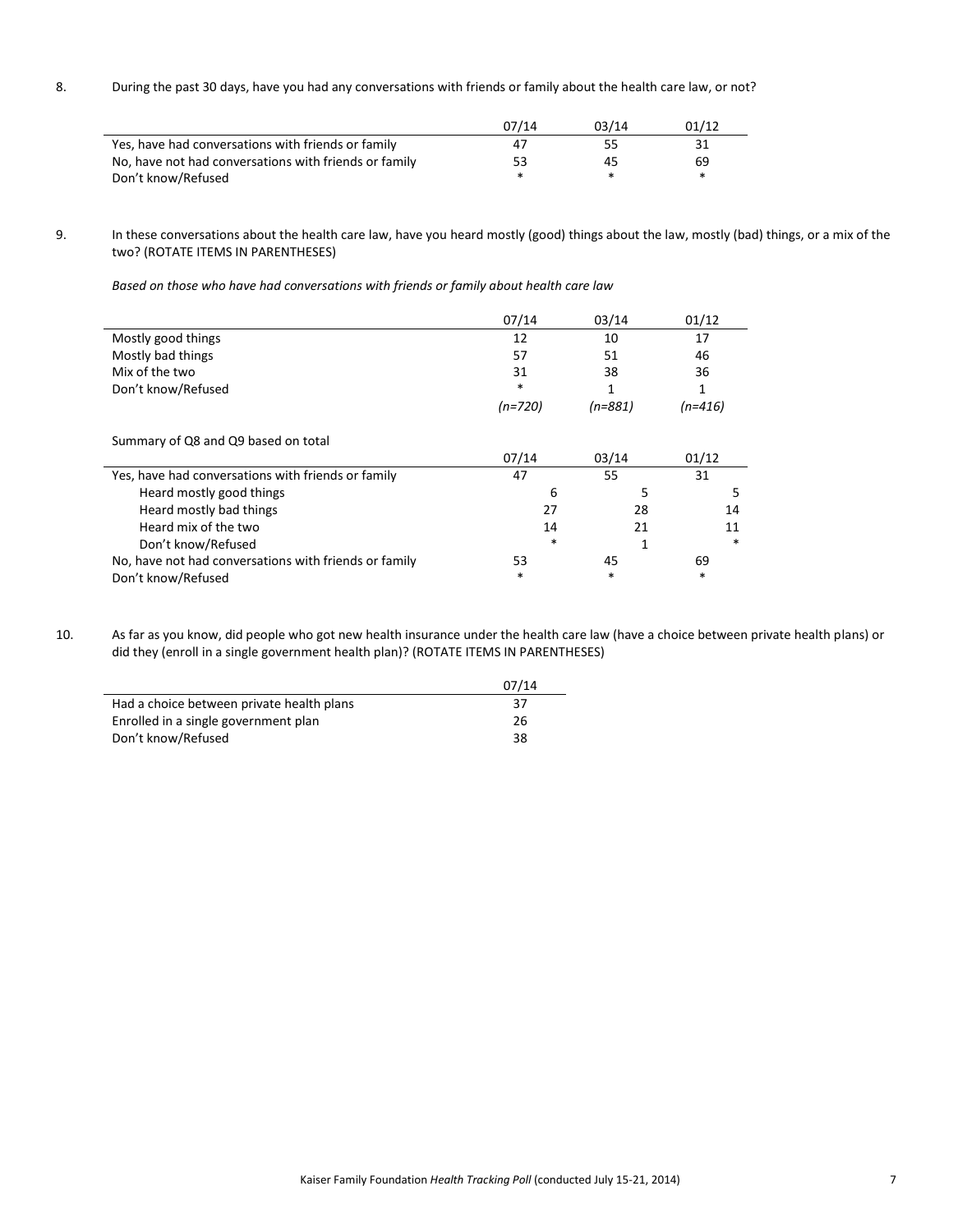8. During the past 30 days, have you had any conversations with friends or family about the health care law, or not?

| | 07/14 | 03/14 | 01/12 |
|---|---|---|---|
| Yes, have had conversations with friends or family | 47 | 55 | 31 |
| No, have not had conversations with friends or family | 53 | 45 | 69 |
| Don't know/Refused | * | * | * |

9. In these conversations about the health care law, have you heard mostly (good) things about the law, mostly (bad) things, or a mix of the two? (ROTATE ITEMS IN PARENTHESES)

*Based on those who have had conversations with friends or family about health care law*

| | 07/14 | 03/14 | 01/12 |
|---|---|---|---|
| Mostly good things | 12 | 10 | 17 |
| Mostly bad things | 57 | 51 | 46 |
| Mix of the two | 31 | 38 | 36 |
| Don't know/Refused | * | 1 | 1 |
| | *(n=720)* | *(n=881)* | *(n=416)* |

Summary of Q8 and Q9 based on total

| | 07/14 | 03/14 | 01/12 |
|---|---|---|---|
| Yes, have had conversations with friends or family | 47 | 55 | 31 |
| Heard mostly good things | 6 | 5 | 5 |
| Heard mostly bad things | 27 | 28 | 14 |
| Heard mix of the two | 14 | 21 | 11 |
| Don't know/Refused | * | 1 | * |
| No, have not had conversations with friends or family | 53 | 45 | 69 |
| Don't know/Refused | * | * | * |

10. As far as you know, did people who got new health insurance under the health care law (have a choice between private health plans) or did they (enroll in a single government health plan)? (ROTATE ITEMS IN PARENTHESES)

| | 07/14 |
|---|---|
| Had a choice between private health plans | 37 |
| Enrolled in a single government plan | 26 |
| Don't know/Refused | 38 |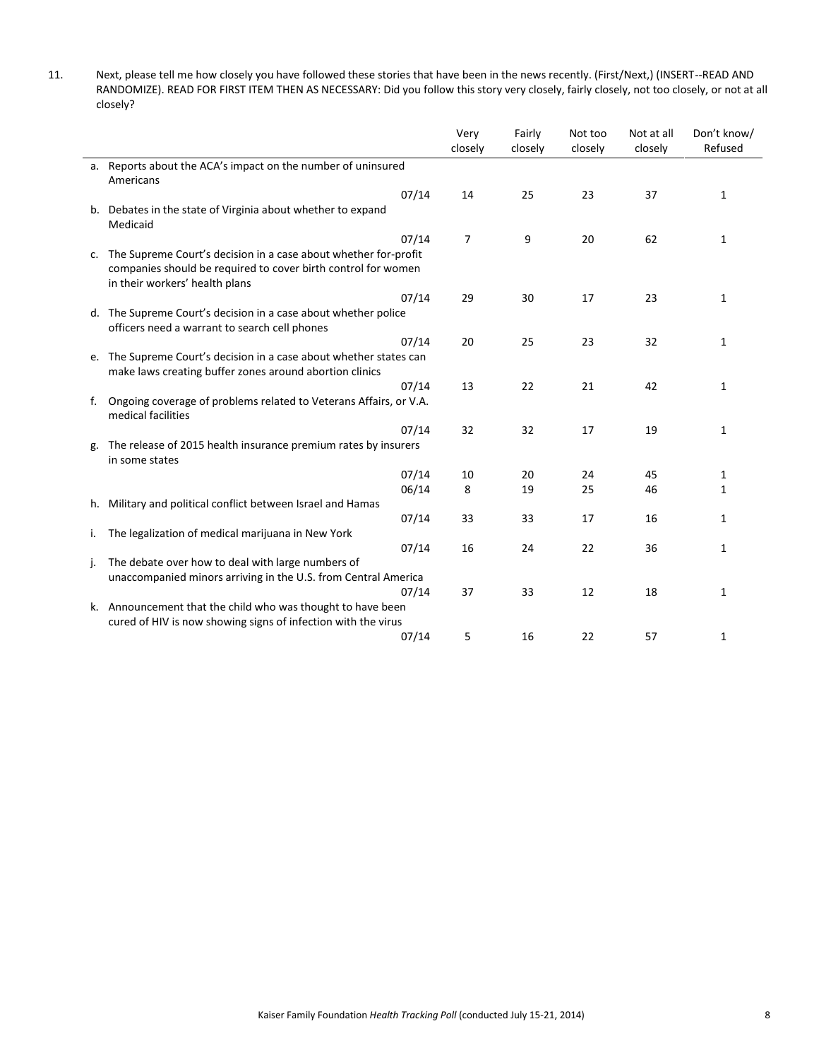11. Next, please tell me how closely you have followed these stories that have been in the news recently. (First/Next,) (INSERT--READ AND RANDOMIZE). READ FOR FIRST ITEM THEN AS NECESSARY: Did you follow this story very closely, fairly closely, not too closely, or not at all closely?

| | | Very closely | Fairly closely | Not too closely | Not at all closely | Don't know/ Refused |
|---|---|---|---|---|---|---|
| a. Reports about the ACA's impact on the number of uninsured Americans | 07/14 | 14 | 25 | 23 | 37 | 1 |
| b. Debates in the state of Virginia about whether to expand Medicaid | 07/14 | 7 | 9 | 20 | 62 | 1 |
| c. The Supreme Court's decision in a case about whether for-profit companies should be required to cover birth control for women in their workers' health plans | 07/14 | 29 | 30 | 17 | 23 | 1 |
| d. The Supreme Court's decision in a case about whether police officers need a warrant to search cell phones | 07/14 | 20 | 25 | 23 | 32 | 1 |
| e. The Supreme Court's decision in a case about whether states can make laws creating buffer zones around abortion clinics | 07/14 | 13 | 22 | 21 | 42 | 1 |
| f. Ongoing coverage of problems related to Veterans Affairs, or V.A. medical facilities | 07/14 | 32 | 32 | 17 | 19 | 1 |
| g. The release of 2015 health insurance premium rates by insurers in some states | 07/14 | 10 | 20 | 24 | 45 | 1 |
| | 06/14 | 8 | 19 | 25 | 46 | 1 |
| h. Military and political conflict between Israel and Hamas | 07/14 | 33 | 33 | 17 | 16 | 1 |
| i. The legalization of medical marijuana in New York | 07/14 | 16 | 24 | 22 | 36 | 1 |
| j. The debate over how to deal with large numbers of unaccompanied minors arriving in the U.S. from Central America | 07/14 | 37 | 33 | 12 | 18 | 1 |
| k. Announcement that the child who was thought to have been cured of HIV is now showing signs of infection with the virus | 07/14 | 5 | 16 | 22 | 57 | 1 |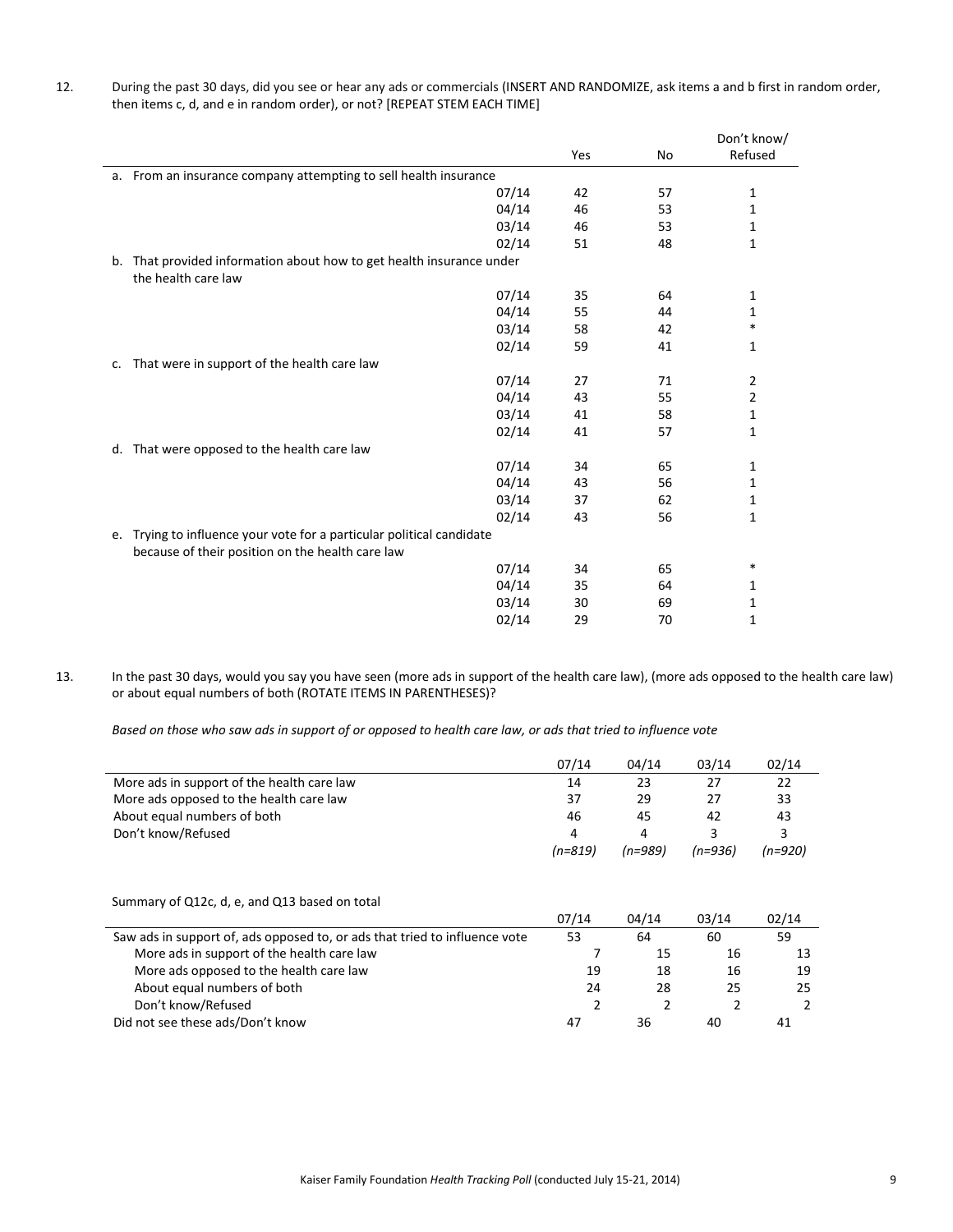12. During the past 30 days, did you see or hear any ads or commercials (INSERT AND RANDOMIZE, ask items a and b first in random order, then items c, d, and e in random order), or not? [REPEAT STEM EACH TIME]

| | | Yes | No | Don't know/ Refused |
|---|---|---|---|---|
| a. From an insurance company attempting to sell health insurance | | | | |
| | 07/14 | 42 | 57 | 1 |
| | 04/14 | 46 | 53 | 1 |
| | 03/14 | 46 | 53 | 1 |
| | 02/14 | 51 | 48 | 1 |
| b. That provided information about how to get health insurance under the health care law | | | | |
| | 07/14 | 35 | 64 | 1 |
| | 04/14 | 55 | 44 | 1 |
| | 03/14 | 58 | 42 | * |
| | 02/14 | 59 | 41 | 1 |
| c. That were in support of the health care law | | | | |
| | 07/14 | 27 | 71 | 2 |
| | 04/14 | 43 | 55 | 2 |
| | 03/14 | 41 | 58 | 1 |
| | 02/14 | 41 | 57 | 1 |
| d. That were opposed to the health care law | | | | |
| | 07/14 | 34 | 65 | 1 |
| | 04/14 | 43 | 56 | 1 |
| | 03/14 | 37 | 62 | 1 |
| | 02/14 | 43 | 56 | 1 |
| e. Trying to influence your vote for a particular political candidate because of their position on the health care law | | | | |
| | 07/14 | 34 | 65 | * |
| | 04/14 | 35 | 64 | 1 |
| | 03/14 | 30 | 69 | 1 |
| | 02/14 | 29 | 70 | 1 |

13. In the past 30 days, would you say you have seen (more ads in support of the health care law), (more ads opposed to the health care law) or about equal numbers of both (ROTATE ITEMS IN PARENTHESES)?

*Based on those who saw ads in support of or opposed to health care law, or ads that tried to influence vote*

| | 07/14 | 04/14 | 03/14 | 02/14 |
|---|---|---|---|---|
| More ads in support of the health care law | 14 | 23 | 27 | 22 |
| More ads opposed to the health care law | 37 | 29 | 27 | 33 |
| About equal numbers of both | 46 | 45 | 42 | 43 |
| Don't know/Refused | 4 | 4 | 3 | 3 |
| | *(n=819)* | *(n=989)* | *(n=936)* | *(n=920)* |

Summary of Q12c, d, e, and Q13 based on total

| | 07/14 | 04/14 | 03/14 | 02/14 |
|---|---|---|---|---|
| Saw ads in support of, ads opposed to, or ads that tried to influence vote | 53 | 64 | 60 | 59 |
| More ads in support of the health care law | 7 | 15 | 16 | 13 |
| More ads opposed to the health care law | 19 | 18 | 16 | 19 |
| About equal numbers of both | 24 | 28 | 25 | 25 |
| Don't know/Refused | 2 | 2 | 2 | 2 |
| Did not see these ads/Don't know | 47 | 36 | 40 | 41 |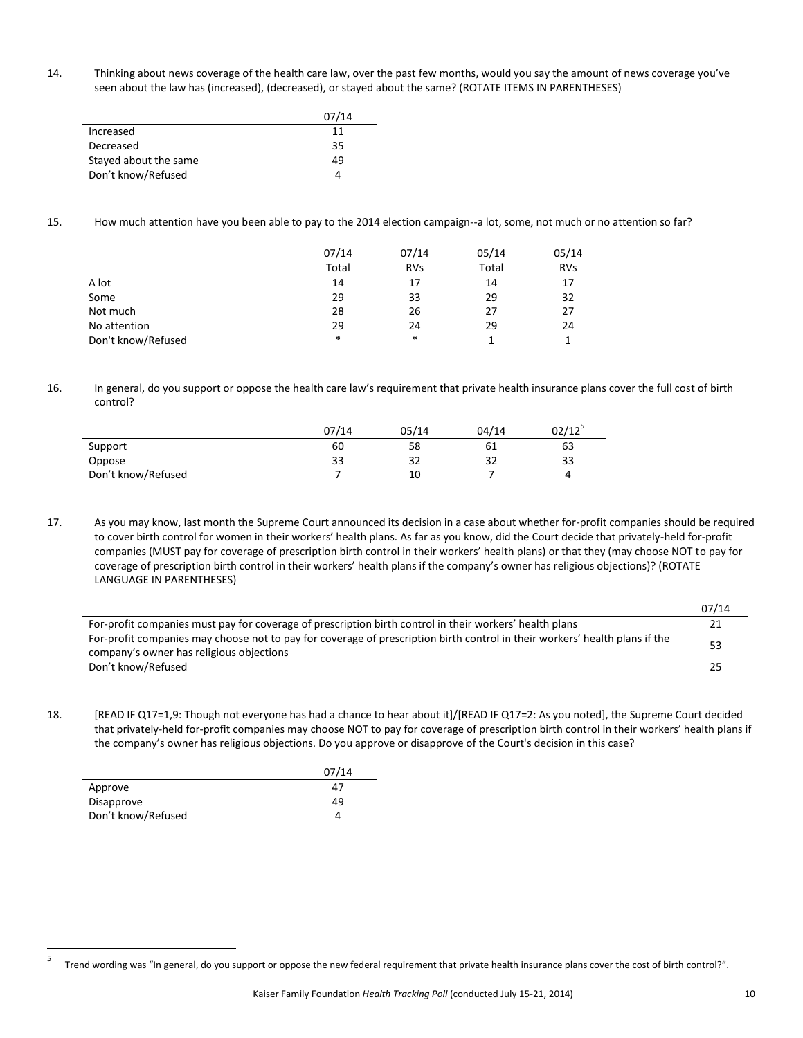14. Thinking about news coverage of the health care law, over the past few months, would you say the amount of news coverage you've seen about the law has (increased), (decreased), or stayed about the same? (ROTATE ITEMS IN PARENTHESES)

| | 07/14 |
|---|---|
| Increased | 11 |
| Decreased | 35 |
| Stayed about the same | 49 |
| Don't know/Refused | 4 |

15. How much attention have you been able to pay to the 2014 election campaign--a lot, some, not much or no attention so far?

| | 07/14 Total | 07/14 RVs | 05/14 Total | 05/14 RVs |
|---|---|---|---|---|
| A lot | 14 | 17 | 14 | 17 |
| Some | 29 | 33 | 29 | 32 |
| Not much | 28 | 26 | 27 | 27 |
| No attention | 29 | 24 | 29 | 24 |
| Don't know/Refused | * | * | 1 | 1 |

16. In general, do you support or oppose the health care law's requirement that private health insurance plans cover the full cost of birth control?

| | 07/14 | 05/14 | 04/14 | 02/12[5] |
|---|---|---|---|---|
| Support | 60 | 58 | 61 | 63 |
| Oppose | 33 | 32 | 32 | 33 |
| Don't know/Refused | 7 | 10 | 7 | 4 |

17. As you may know, last month the Supreme Court announced its decision in a case about whether for-profit companies should be required to cover birth control for women in their workers' health plans. As far as you know, did the Court decide that privately-held for-profit companies (MUST pay for coverage of prescription birth control in their workers' health plans) or that they (may choose NOT to pay for coverage of prescription birth control in their workers' health plans if the company's owner has religious objections)? (ROTATE LANGUAGE IN PARENTHESES)

| | 07/14 |
|---|---|
| For-profit companies must pay for coverage of prescription birth control in their workers' health plans | 21 |
| For-profit companies may choose not to pay for coverage of prescription birth control in their workers' health plans if the company's owner has religious objections | 53 |
| Don't know/Refused | 25 |

18. [READ IF Q17=1,9: Though not everyone has had a chance to hear about it]/[READ IF Q17=2: As you noted], the Supreme Court decided that privately-held for-profit companies may choose NOT to pay for coverage of prescription birth control in their workers' health plans if the company's owner has religious objections. Do you approve or disapprove of the Court's decision in this case?

| | 07/14 |
|---|---|
| Approve | 47 |
| Disapprove | 49 |
| Don't know/Refused | 4 |

[5] Trend wording was "In general, do you support or oppose the new federal requirement that private health insurance plans cover the cost of birth control?".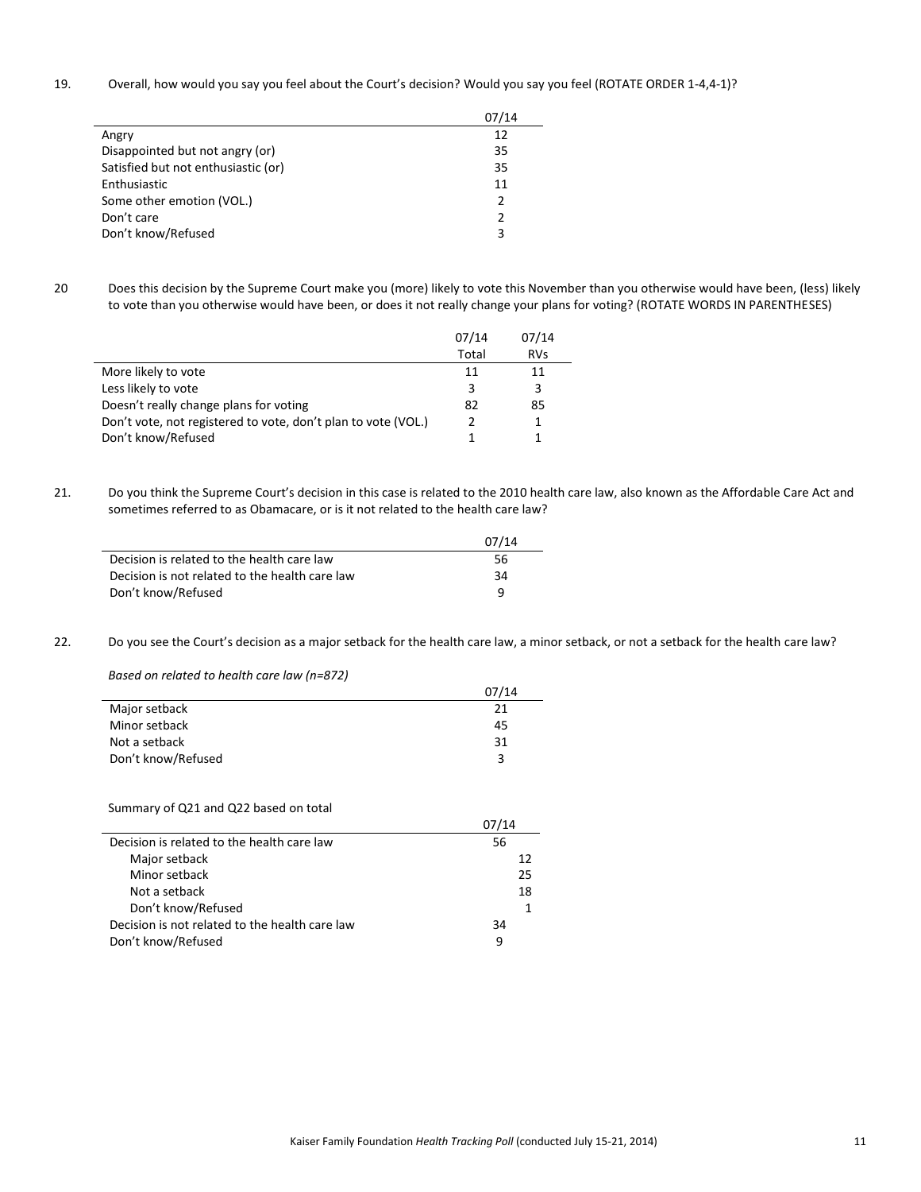19. Overall, how would you say you feel about the Court's decision? Would you say you feel (ROTATE ORDER 1-4,4-1)?

| | 07/14 |
|---|---|
| Angry | 12 |
| Disappointed but not angry (or) | 35 |
| Satisfied but not enthusiastic (or) | 35 |
| Enthusiastic | 11 |
| Some other emotion (VOL.) | 2 |
| Don't care | 2 |
| Don't know/Refused | 3 |

20 Does this decision by the Supreme Court make you (more) likely to vote this November than you otherwise would have been, (less) likely to vote than you otherwise would have been, or does it not really change your plans for voting? (ROTATE WORDS IN PARENTHESES)

| | 07/14 Total | 07/14 RVs |
|---|---|---|
| More likely to vote | 11 | 11 |
| Less likely to vote | 3 | 3 |
| Doesn't really change plans for voting | 82 | 85 |
| Don't vote, not registered to vote, don't plan to vote (VOL.) | 2 | 1 |
| Don't know/Refused | 1 | 1 |

21. Do you think the Supreme Court's decision in this case is related to the 2010 health care law, also known as the Affordable Care Act and sometimes referred to as Obamacare, or is it not related to the health care law?

| | 07/14 |
|---|---|
| Decision is related to the health care law | 56 |
| Decision is not related to the health care law | 34 |
| Don't know/Refused | 9 |

22. Do you see the Court's decision as a major setback for the health care law, a minor setback, or not a setback for the health care law?

*Based on related to health care law (n=872)*

| | 07/14 |
|---|---|
| Major setback | 21 |
| Minor setback | 45 |
| Not a setback | 31 |
| Don't know/Refused | 3 |

Summary of Q21 and Q22 based on total

| | 07/14 | |
|---|---|---|
| Decision is related to the health care law | 56 | |
| Major setback | | 12 |
| Minor setback | | 25 |
| Not a setback | | 18 |
| Don't know/Refused | | 1 |
| Decision is not related to the health care law | 34 | |
| Don't know/Refused | 9 | |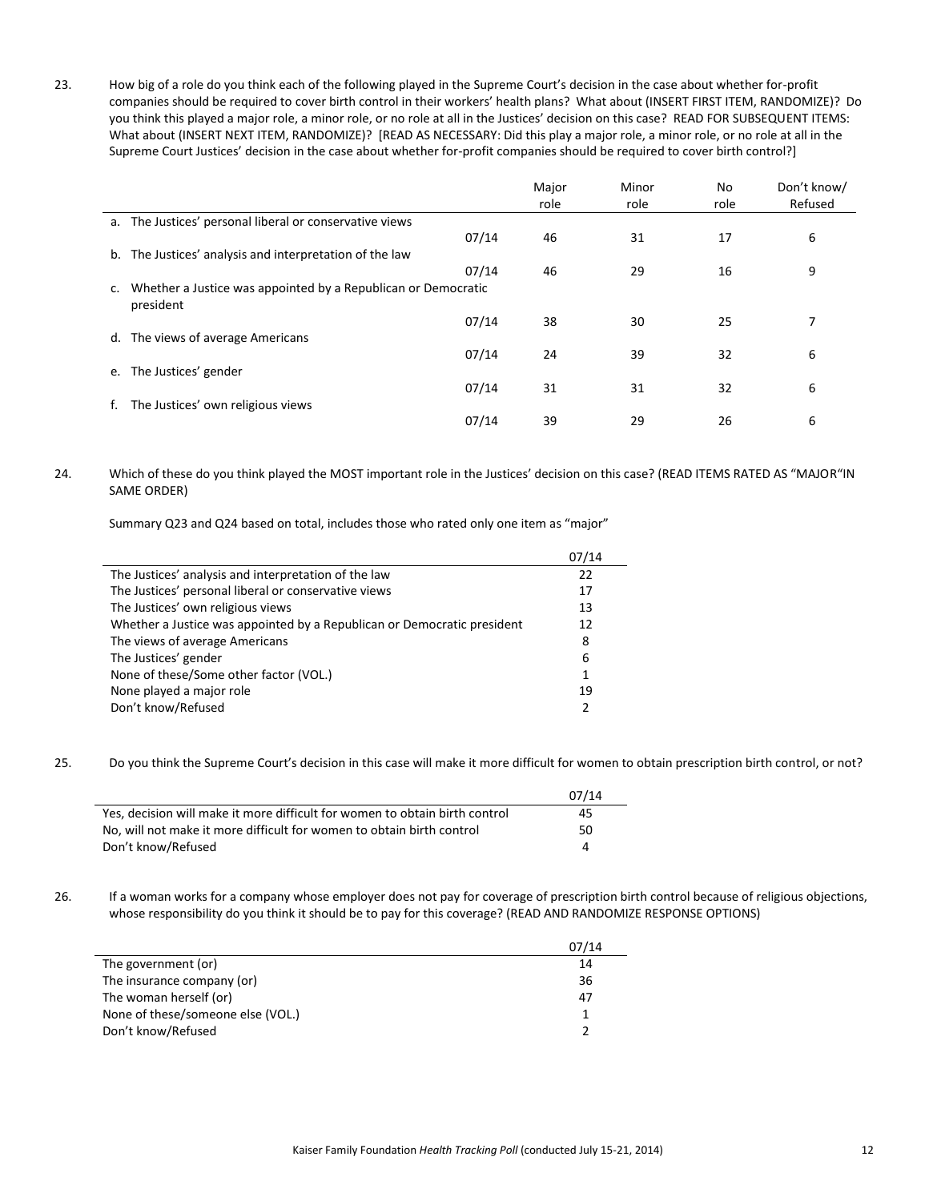23. How big of a role do you think each of the following played in the Supreme Court's decision in the case about whether for-profit companies should be required to cover birth control in their workers' health plans? What about (INSERT FIRST ITEM, RANDOMIZE)? Do you think this played a major role, a minor role, or no role at all in the Justices' decision on this case? READ FOR SUBSEQUENT ITEMS: What about (INSERT NEXT ITEM, RANDOMIZE)? [READ AS NECESSARY: Did this play a major role, a minor role, or no role at all in the Supreme Court Justices' decision in the case about whether for-profit companies should be required to cover birth control?]

| | | Major role | Minor role | No role | Don't know/ Refused |
|---|---|---|---|---|---|
| a. The Justices' personal liberal or conservative views | 07/14 | 46 | 31 | 17 | 6 |
| b. The Justices' analysis and interpretation of the law | 07/14 | 46 | 29 | 16 | 9 |
| c. Whether a Justice was appointed by a Republican or Democratic president | 07/14 | 38 | 30 | 25 | 7 |
| d. The views of average Americans | 07/14 | 24 | 39 | 32 | 6 |
| e. The Justices' gender | 07/14 | 31 | 31 | 32 | 6 |
| f. The Justices' own religious views | 07/14 | 39 | 29 | 26 | 6 |

24. Which of these do you think played the MOST important role in the Justices' decision on this case? (READ ITEMS RATED AS "MAJOR" IN SAME ORDER)

Summary Q23 and Q24 based on total, includes those who rated only one item as "major"

| | 07/14 |
|---|---|
| The Justices' analysis and interpretation of the law | 22 |
| The Justices' personal liberal or conservative views | 17 |
| The Justices' own religious views | 13 |
| Whether a Justice was appointed by a Republican or Democratic president | 12 |
| The views of average Americans | 8 |
| The Justices' gender | 6 |
| None of these/Some other factor (VOL.) | 1 |
| None played a major role | 19 |
| Don't know/Refused | 2 |

25. Do you think the Supreme Court's decision in this case will make it more difficult for women to obtain prescription birth control, or not?

| | 07/14 |
|---|---|
| Yes, decision will make it more difficult for women to obtain birth control | 45 |
| No, will not make it more difficult for women to obtain birth control | 50 |
| Don't know/Refused | 4 |

26. If a woman works for a company whose employer does not pay for coverage of prescription birth control because of religious objections, whose responsibility do you think it should be to pay for this coverage? (READ AND RANDOMIZE RESPONSE OPTIONS)

| | 07/14 |
|---|---|
| The government (or) | 14 |
| The insurance company (or) | 36 |
| The woman herself (or) | 47 |
| None of these/someone else (VOL.) | 1 |
| Don't know/Refused | 2 |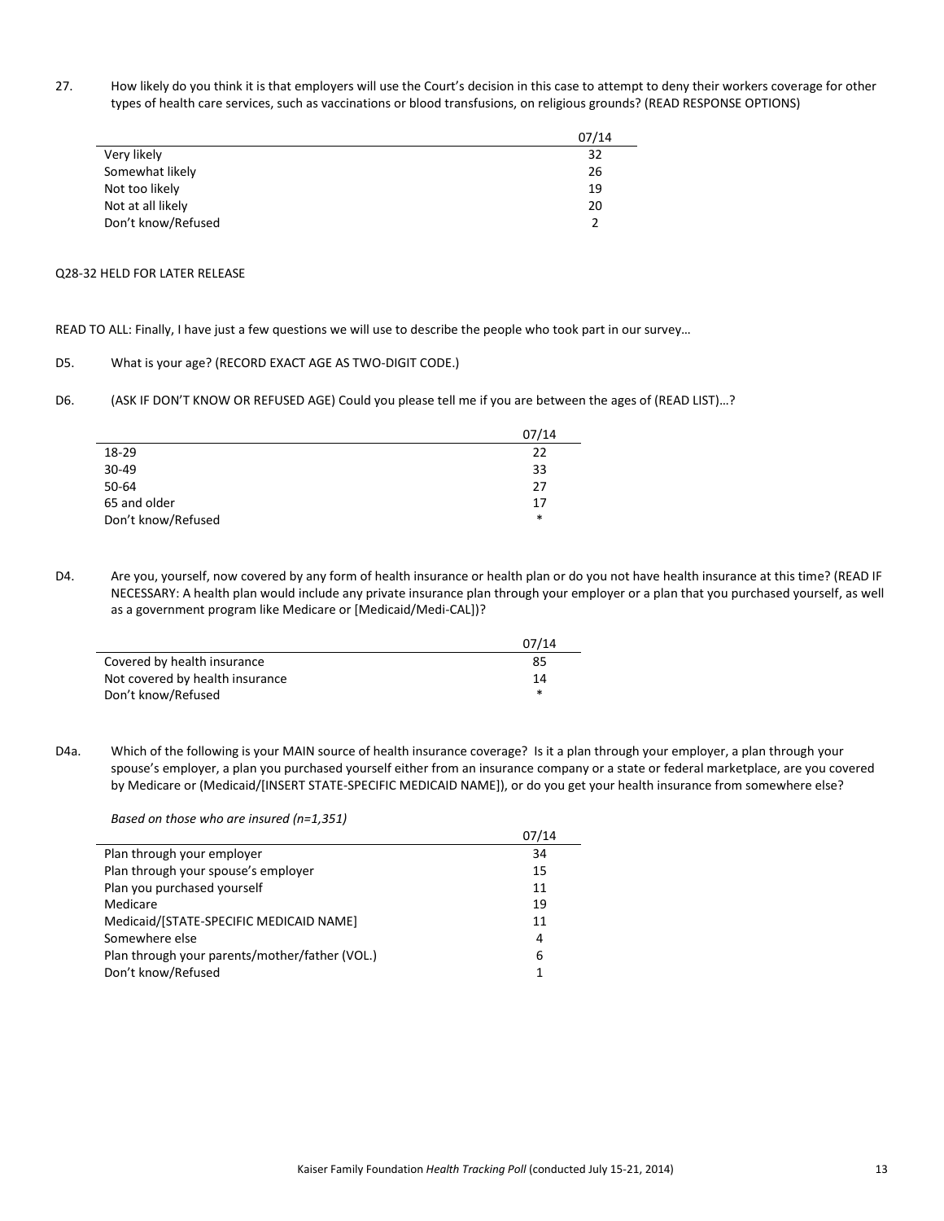27. How likely do you think it is that employers will use the Court's decision in this case to attempt to deny their workers coverage for other types of health care services, such as vaccinations or blood transfusions, on religious grounds? (READ RESPONSE OPTIONS)

| | 07/14 |
|---|---|
| Very likely | 32 |
| Somewhat likely | 26 |
| Not too likely | 19 |
| Not at all likely | 20 |
| Don't know/Refused | 2 |

Q28-32 HELD FOR LATER RELEASE

READ TO ALL: Finally, I have just a few questions we will use to describe the people who took part in our survey…

D5. What is your age? (RECORD EXACT AGE AS TWO-DIGIT CODE.)

D6. (ASK IF DON'T KNOW OR REFUSED AGE) Could you please tell me if you are between the ages of (READ LIST)…?

| | 07/14 |
|---|---|
| 18-29 | 22 |
| 30-49 | 33 |
| 50-64 | 27 |
| 65 and older | 17 |
| Don't know/Refused | * |

D4. Are you, yourself, now covered by any form of health insurance or health plan or do you not have health insurance at this time? (READ IF NECESSARY: A health plan would include any private insurance plan through your employer or a plan that you purchased yourself, as well as a government program like Medicare or [Medicaid/Medi-CAL])?

| | 07/14 |
|---|---|
| Covered by health insurance | 85 |
| Not covered by health insurance | 14 |
| Don't know/Refused | * |

D4a. Which of the following is your MAIN source of health insurance coverage? Is it a plan through your employer, a plan through your spouse's employer, a plan you purchased yourself either from an insurance company or a state or federal marketplace, are you covered by Medicare or (Medicaid/[INSERT STATE-SPECIFIC MEDICAID NAME]), or do you get your health insurance from somewhere else?

*Based on those who are insured (n=1,351)*

| | 07/14 |
|---|---|
| Plan through your employer | 34 |
| Plan through your spouse's employer | 15 |
| Plan you purchased yourself | 11 |
| Medicare | 19 |
| Medicaid/[STATE-SPECIFIC MEDICAID NAME] | 11 |
| Somewhere else | 4 |
| Plan through your parents/mother/father (VOL.) | 6 |
| Don't know/Refused | 1 |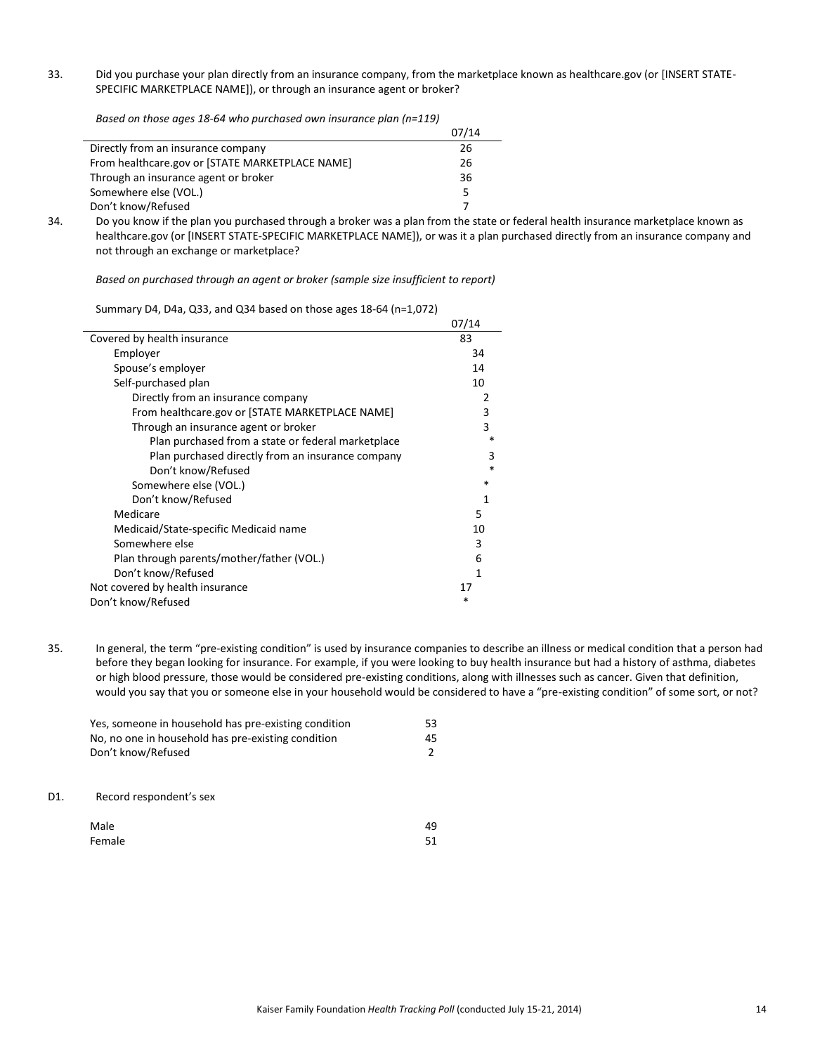33. Did you purchase your plan directly from an insurance company, from the marketplace known as healthcare.gov (or [INSERT STATE-SPECIFIC MARKETPLACE NAME]), or through an insurance agent or broker?

*Based on those ages 18-64 who purchased own insurance plan (n=119)*

| | 07/14 |
|---|---|
| Directly from an insurance company | 26 |
| From healthcare.gov or [STATE MARKETPLACE NAME] | 26 |
| Through an insurance agent or broker | 36 |
| Somewhere else (VOL.) | 5 |
| Don't know/Refused | 7 |

34. Do you know if the plan you purchased through a broker was a plan from the state or federal health insurance marketplace known as healthcare.gov (or [INSERT STATE-SPECIFIC MARKETPLACE NAME]), or was it a plan purchased directly from an insurance company and not through an exchange or marketplace?

*Based on purchased through an agent or broker (sample size insufficient to report)*

Summary D4, D4a, Q33, and Q34 based on those ages 18-64 (n=1,072)

| | 07/14 |
|---|---|
| Covered by health insurance | 83 |
| Employer | 34 |
| Spouse's employer | 14 |
| Self-purchased plan | 10 |
| Directly from an insurance company | 2 |
| From healthcare.gov or [STATE MARKETPLACE NAME] | 3 |
| Through an insurance agent or broker | 3 |
| Plan purchased from a state or federal marketplace | * |
| Plan purchased directly from an insurance company | 3 |
| Don't know/Refused | * |
| Somewhere else (VOL.) | * |
| Don't know/Refused | 1 |
| Medicare | 5 |
| Medicaid/State-specific Medicaid name | 10 |
| Somewhere else | 3 |
| Plan through parents/mother/father (VOL.) | 6 |
| Don't know/Refused | 1 |
| Not covered by health insurance | 17 |
| Don't know/Refused | * |

35. In general, the term "pre-existing condition" is used by insurance companies to describe an illness or medical condition that a person had before they began looking for insurance. For example, if you were looking to buy health insurance but had a history of asthma, diabetes or high blood pressure, those would be considered pre-existing conditions, along with illnesses such as cancer. Given that definition, would you say that you or someone else in your household would be considered to have a "pre-existing condition" of some sort, or not?

| | |
|---|---|
| Yes, someone in household has pre-existing condition | 53 |
| No, no one in household has pre-existing condition | 45 |
| Don't know/Refused | 2 |

D1. Record respondent's sex

| | |
|---|---|
| Male | 49 |
| Female | 51 |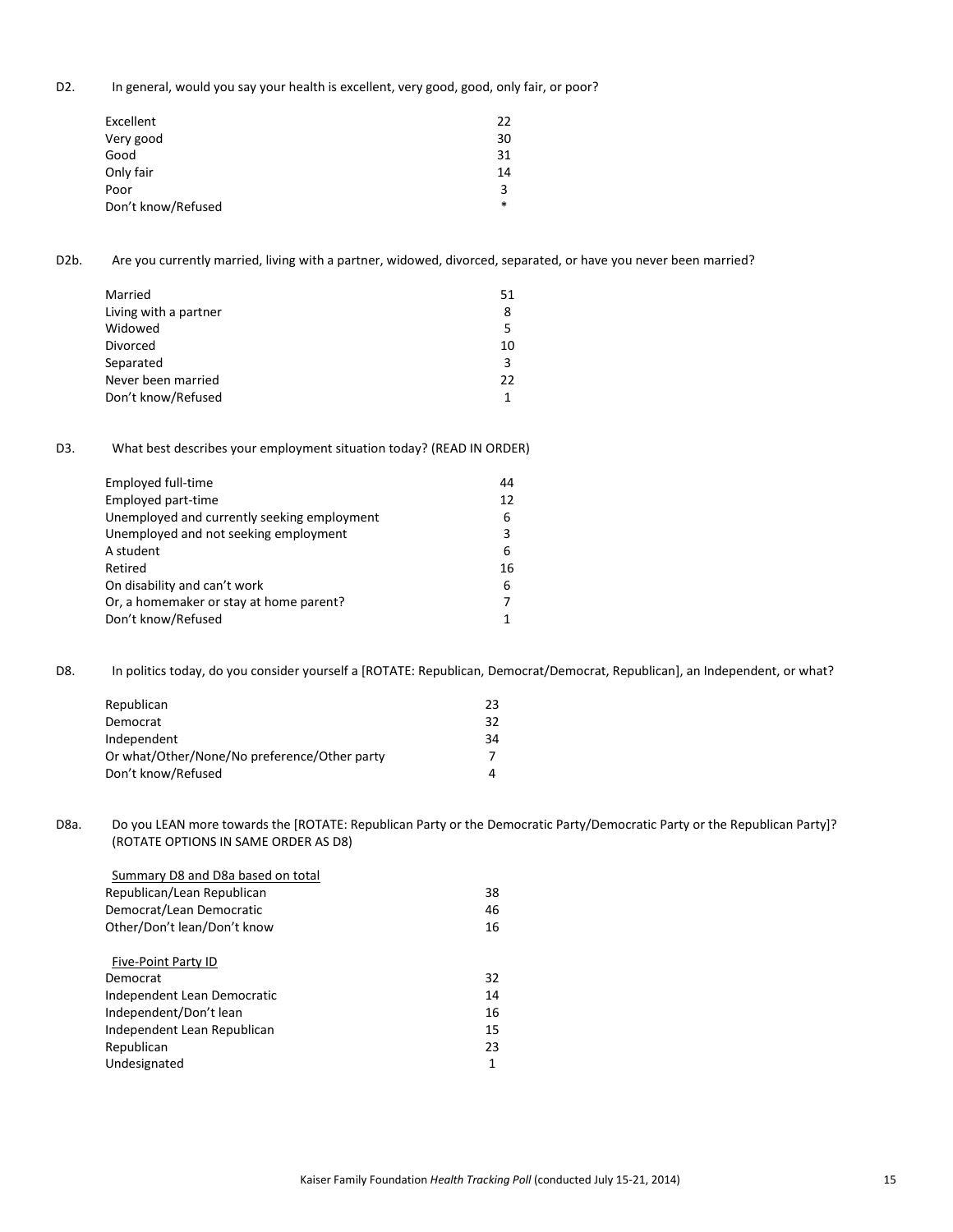D2. In general, would you say your health is excellent, very good, good, only fair, or poor?

| | |
|---|---|
| Excellent | 22 |
| Very good | 30 |
| Good | 31 |
| Only fair | 14 |
| Poor | 3 |
| Don't know/Refused | * |

D2b. Are you currently married, living with a partner, widowed, divorced, separated, or have you never been married?

| | |
|---|---|
| Married | 51 |
| Living with a partner | 8 |
| Widowed | 5 |
| Divorced | 10 |
| Separated | 3 |
| Never been married | 22 |
| Don't know/Refused | 1 |

D3. What best describes your employment situation today? (READ IN ORDER)

| | |
|---|---|
| Employed full-time | 44 |
| Employed part-time | 12 |
| Unemployed and currently seeking employment | 6 |
| Unemployed and not seeking employment | 3 |
| A student | 6 |
| Retired | 16 |
| On disability and can't work | 6 |
| Or, a homemaker or stay at home parent? | 7 |
| Don't know/Refused | 1 |

D8. In politics today, do you consider yourself a [ROTATE: Republican, Democrat/Democrat, Republican], an Independent, or what?

| | |
|---|---|
| Republican | 23 |
| Democrat | 32 |
| Independent | 34 |
| Or what/Other/None/No preference/Other party | 7 |
| Don't know/Refused | 4 |

D8a. Do you LEAN more towards the [ROTATE: Republican Party or the Democratic Party/Democratic Party or the Republican Party]? (ROTATE OPTIONS IN SAME ORDER AS D8)

| Summary D8 and D8a based on total | |
|---|---|
| Republican/Lean Republican | 38 |
| Democrat/Lean Democratic | 46 |
| Other/Don't lean/Don't know | 16 |

| Five-Point Party ID | |
|---|---|
| Democrat | 32 |
| Independent Lean Democratic | 14 |
| Independent/Don't lean | 16 |
| Independent Lean Republican | 15 |
| Republican | 23 |
| Undesignated | 1 |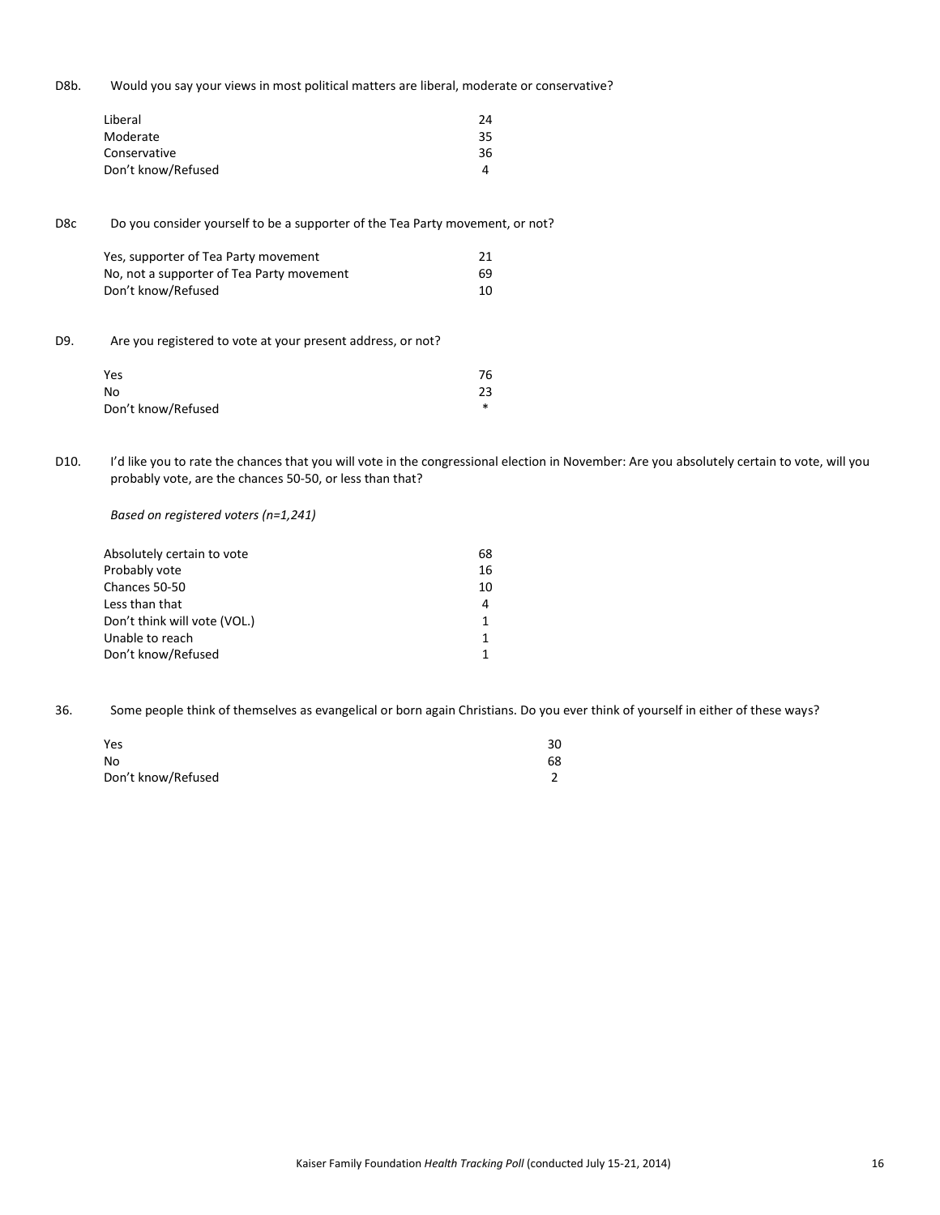D8b. Would you say your views in most political matters are liberal, moderate or conservative?

| | |
|---|---|
| Liberal | 24 |
| Moderate | 35 |
| Conservative | 36 |
| Don't know/Refused | 4 |

D8c Do you consider yourself to be a supporter of the Tea Party movement, or not?

| | |
|---|---|
| Yes, supporter of Tea Party movement | 21 |
| No, not a supporter of Tea Party movement | 69 |
| Don't know/Refused | 10 |

D9. Are you registered to vote at your present address, or not?

| | |
|---|---|
| Yes | 76 |
| No | 23 |
| Don't know/Refused | * |

D10. I'd like you to rate the chances that you will vote in the congressional election in November: Are you absolutely certain to vote, will you probably vote, are the chances 50-50, or less than that?

*Based on registered voters (n=1,241)*

| | |
|---|---|
| Absolutely certain to vote | 68 |
| Probably vote | 16 |
| Chances 50-50 | 10 |
| Less than that | 4 |
| Don't think will vote (VOL.) | 1 |
| Unable to reach | 1 |
| Don't know/Refused | 1 |

36. Some people think of themselves as evangelical or born again Christians. Do you ever think of yourself in either of these ways?

| | |
|---|---|
| Yes | 30 |
| No | 68 |
| Don't know/Refused | 2 |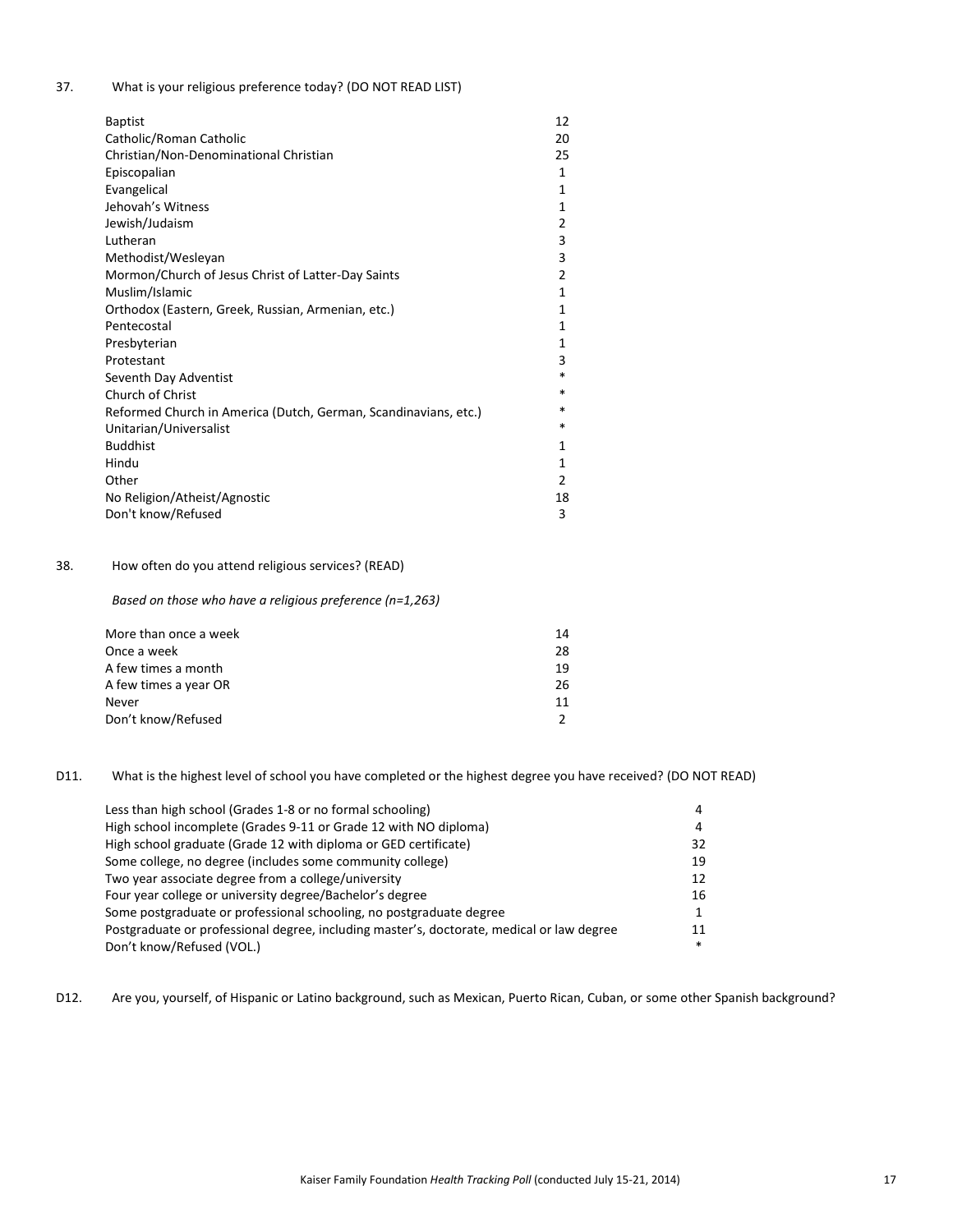37. What is your religious preference today? (DO NOT READ LIST)

| | |
|---|---|
| Baptist | 12 |
| Catholic/Roman Catholic | 20 |
| Christian/Non-Denominational Christian | 25 |
| Episcopalian | 1 |
| Evangelical | 1 |
| Jehovah's Witness | 1 |
| Jewish/Judaism | 2 |
| Lutheran | 3 |
| Methodist/Wesleyan | 3 |
| Mormon/Church of Jesus Christ of Latter-Day Saints | 2 |
| Muslim/Islamic | 1 |
| Orthodox (Eastern, Greek, Russian, Armenian, etc.) | 1 |
| Pentecostal | 1 |
| Presbyterian | 1 |
| Protestant | 3 |
| Seventh Day Adventist | * |
| Church of Christ | * |
| Reformed Church in America (Dutch, German, Scandinavians, etc.) | * |
| Unitarian/Universalist | * |
| Buddhist | 1 |
| Hindu | 1 |
| Other | 2 |
| No Religion/Atheist/Agnostic | 18 |
| Don't know/Refused | 3 |

38. How often do you attend religious services? (READ)

*Based on those who have a religious preference (n=1,263)*

| | |
|---|---|
| More than once a week | 14 |
| Once a week | 28 |
| A few times a month | 19 |
| A few times a year OR | 26 |
| Never | 11 |
| Don't know/Refused | 2 |

D11. What is the highest level of school you have completed or the highest degree you have received? (DO NOT READ)

| | |
|---|---|
| Less than high school (Grades 1-8 or no formal schooling) | 4 |
| High school incomplete (Grades 9-11 or Grade 12 with NO diploma) | 4 |
| High school graduate (Grade 12 with diploma or GED certificate) | 32 |
| Some college, no degree (includes some community college) | 19 |
| Two year associate degree from a college/university | 12 |
| Four year college or university degree/Bachelor's degree | 16 |
| Some postgraduate or professional schooling, no postgraduate degree | 1 |
| Postgraduate or professional degree, including master's, doctorate, medical or law degree | 11 |
| Don't know/Refused (VOL.) | * |

D12. Are you, yourself, of Hispanic or Latino background, such as Mexican, Puerto Rican, Cuban, or some other Spanish background?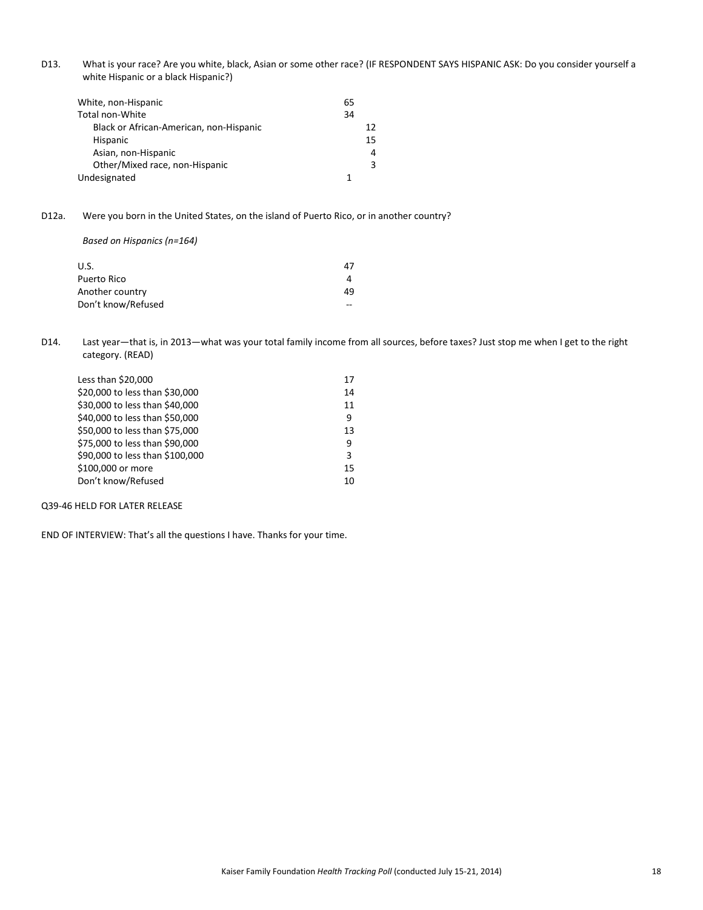D13. What is your race? Are you white, black, Asian or some other race? (IF RESPONDENT SAYS HISPANIC ASK: Do you consider yourself a white Hispanic or a black Hispanic?)

| | | |
|---|---|---|
| White, non-Hispanic | 65 | |
| Total non-White | 34 | |
| Black or African-American, non-Hispanic | | 12 |
| Hispanic | | 15 |
| Asian, non-Hispanic | | 4 |
| Other/Mixed race, non-Hispanic | | 3 |
| Undesignated | 1 | |

D12a. Were you born in the United States, on the island of Puerto Rico, or in another country?

*Based on Hispanics (n=164)*

| | |
|---|---|
| U.S. | 47 |
| Puerto Rico | 4 |
| Another country | 49 |
| Don't know/Refused | -- |

D14. Last year—that is, in 2013—what was your total family income from all sources, before taxes? Just stop me when I get to the right category. (READ)

| | |
|---|---|
| Less than $20,000 | 17 |
| $20,000 to less than $30,000 | 14 |
| $30,000 to less than $40,000 | 11 |
| $40,000 to less than $50,000 | 9 |
| $50,000 to less than $75,000 | 13 |
| $75,000 to less than $90,000 | 9 |
| $90,000 to less than $100,000 | 3 |
| $100,000 or more | 15 |
| Don't know/Refused | 10 |

Q39-46 HELD FOR LATER RELEASE

END OF INTERVIEW: That's all the questions I have. Thanks for your time.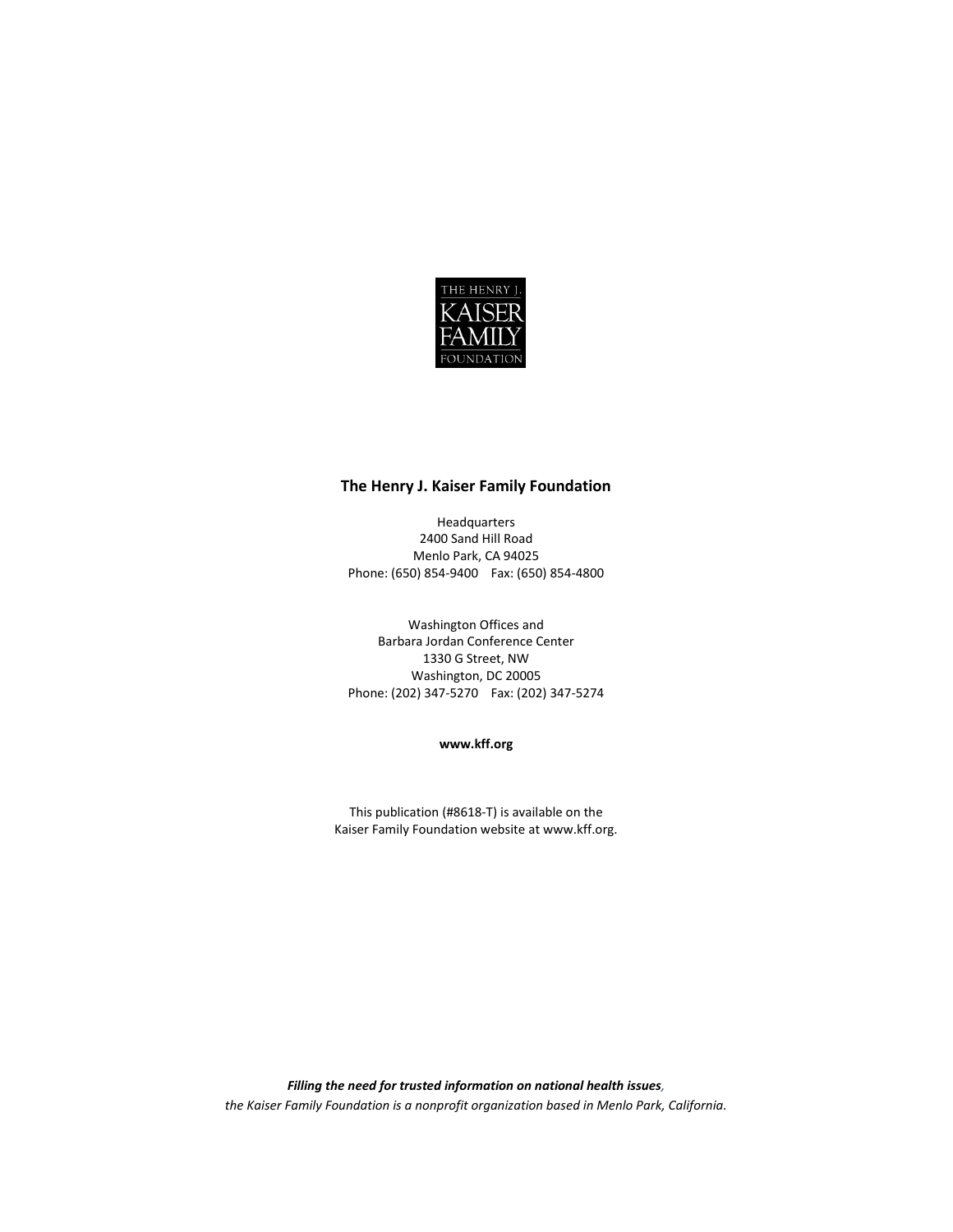THE HENRY J.
KAISER
FAMILY
FOUNDATION

**The Henry J. Kaiser Family Foundation**

Headquarters
2400 Sand Hill Road
Menlo Park, CA 94025
Phone: (650) 854-9400 Fax: (650) 854-4800

Washington Offices and
Barbara Jordan Conference Center
1330 G Street, NW
Washington, DC 20005
Phone: (202) 347-5270 Fax: (202) 347-5274

**www.kff.org**

This publication (#8618-T) is available on the
Kaiser Family Foundation website at www.kff.org.

***Filling the need for trusted information on national health issues***,
*the Kaiser Family Foundation is a nonprofit organization based in Menlo Park, California.*